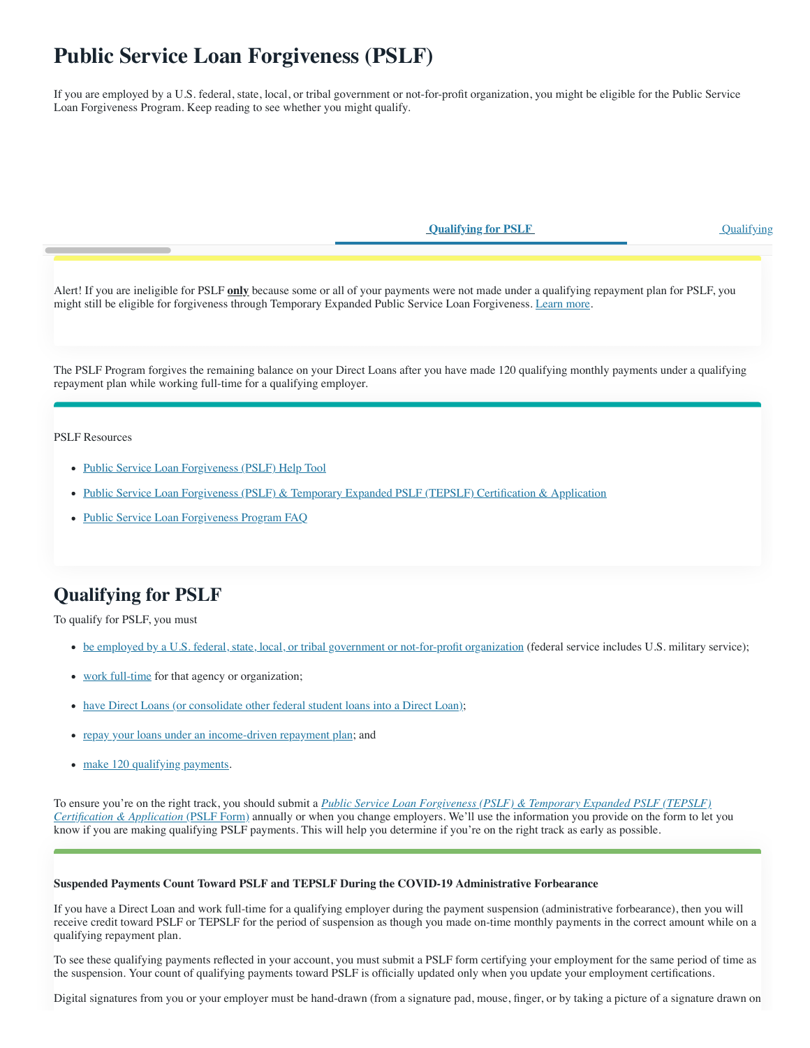# Public Service Loan Forgiveness (PSLF)

If you are employed by a U.S. federal, state, local, or tribal government or not-for-profit organization, you might be eligible for the Public Service Loan Forgiveness Program. Keep reading to see whether you might qualify.

Qualifying for PSLF | Qualifying

Alert! If you are ineligible for PSLF **only** because some or all of your payments were not made under a qualifying repayment plan for PSLF, you might still be eligible for forgiveness through Temporary Expanded Public Service Loan Forgiveness. Learn more.

The PSLF Program forgives the remaining balance on your Direct Loans after you have made 120 qualifying monthly payments under a qualifying repayment plan while working full-time for a qualifying employer.

PSLF Resources

- Public Service Loan Forgiveness (PSLF) Help Tool
- Public Service Loan Forgiveness (PSLF) & Temporary Expanded PSLF (TEPSLF) Certification & Application
- Public Service Loan Forgiveness Program FAQ

## Qualifying for PSLF

To qualify for PSLF, you must

- be employed by a U.S. federal, state, local, or tribal government or not-for-profit organization (federal service includes U.S. military service);
- work full-time for that agency or organization;
- have Direct Loans (or consolidate other federal student loans into a Direct Loan);
- repay your loans under an income-driven repayment plan; and
- make 120 qualifying payments.

To ensure you're on the right track, you should submit a *Public Service Loan Forgiveness (PSLF) & Temporary Expanded PSLF (TEPSLF) Certification & Application* (PSLF Form) annually or when you change employers. We'll use the information you provide on the form to let you know if you are making qualifying PSLF payments. This will help you determine if you're on the right track as early as possible.

**Suspended Payments Count Toward PSLF and TEPSLF During the COVID-19 Administrative Forbearance**

If you have a Direct Loan and work full-time for a qualifying employer during the payment suspension (administrative forbearance), then you will receive credit toward PSLF or TEPSLF for the period of suspension as though you made on-time monthly payments in the correct amount while on a qualifying repayment plan.

To see these qualifying payments reflected in your account, you must submit a PSLF form certifying your employment for the same period of time as the suspension. Your count of qualifying payments toward PSLF is officially updated only when you update your employment certifications.

Digital signatures from you or your employer must be hand-drawn (from a signature pad, mouse, finger, or by taking a picture of a signature drawn on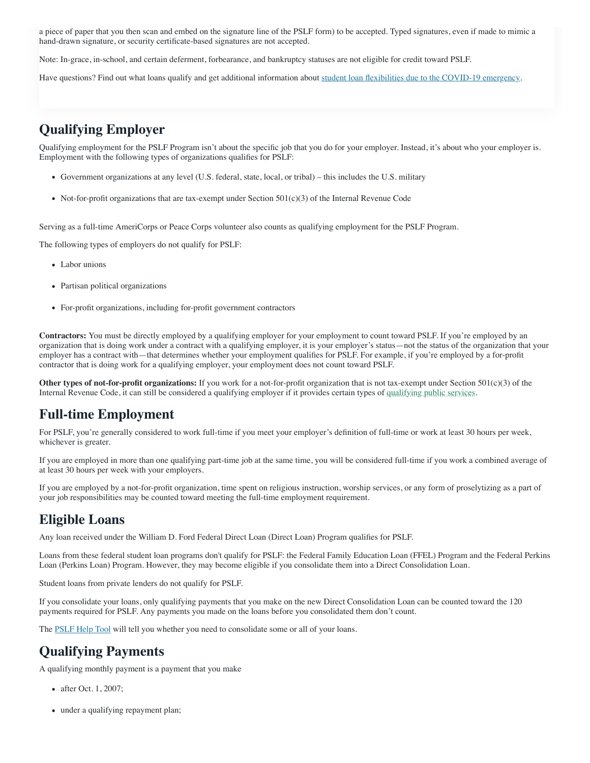a piece of paper that you then scan and embed on the signature line of the PSLF form) to be accepted. Typed signatures, even if made to mimic a hand-drawn signature, or security certificate-based signatures are not accepted.

Note: In-grace, in-school, and certain deferment, forbearance, and bankruptcy statuses are not eligible for credit toward PSLF.

Have questions? Find out what loans qualify and get additional information about [student loan flexibilities due to the COVID-19 emergency](#).

## Qualifying Employer

Qualifying employment for the PSLF Program isn't about the specific job that you do for your employer. Instead, it's about who your employer is. Employment with the following types of organizations qualifies for PSLF:

- Government organizations at any level (U.S. federal, state, local, or tribal) – this includes the U.S. military
- Not-for-profit organizations that are tax-exempt under Section 501(c)(3) of the Internal Revenue Code

Serving as a full-time AmeriCorps or Peace Corps volunteer also counts as qualifying employment for the PSLF Program.

The following types of employers do not qualify for PSLF:

- Labor unions
- Partisan political organizations
- For-profit organizations, including for-profit government contractors

**Contractors:** You must be directly employed by a qualifying employer for your employment to count toward PSLF. If you're employed by an organization that is doing work under a contract with a qualifying employer, it is your employer's status—not the status of the organization that your employer has a contract with—that determines whether your employment qualifies for PSLF. For example, if you're employed by a for-profit contractor that is doing work for a qualifying employer, your employment does not count toward PSLF.

**Other types of not-for-profit organizations:** If you work for a not-for-profit organization that is not tax-exempt under Section 501(c)(3) of the Internal Revenue Code, it can still be considered a qualifying employer if it provides certain types of [qualifying public services](#).

## Full-time Employment

For PSLF, you're generally considered to work full-time if you meet your employer's definition of full-time or work at least 30 hours per week, whichever is greater.

If you are employed in more than one qualifying part-time job at the same time, you will be considered full-time if you work a combined average of at least 30 hours per week with your employers.

If you are employed by a not-for-profit organization, time spent on religious instruction, worship services, or any form of proselytizing as a part of your job responsibilities may be counted toward meeting the full-time employment requirement.

## Eligible Loans

Any loan received under the William D. Ford Federal Direct Loan (Direct Loan) Program qualifies for PSLF.

Loans from these federal student loan programs don't qualify for PSLF: the Federal Family Education Loan (FFEL) Program and the Federal Perkins Loan (Perkins Loan) Program. However, they may become eligible if you consolidate them into a Direct Consolidation Loan.

Student loans from private lenders do not qualify for PSLF.

If you consolidate your loans, only qualifying payments that you make on the new Direct Consolidation Loan can be counted toward the 120 payments required for PSLF. Any payments you made on the loans before you consolidated them don't count.

The [PSLF Help Tool](#) will tell you whether you need to consolidate some or all of your loans.

## Qualifying Payments

A qualifying monthly payment is a payment that you make

- after Oct. 1, 2007;
- under a qualifying repayment plan;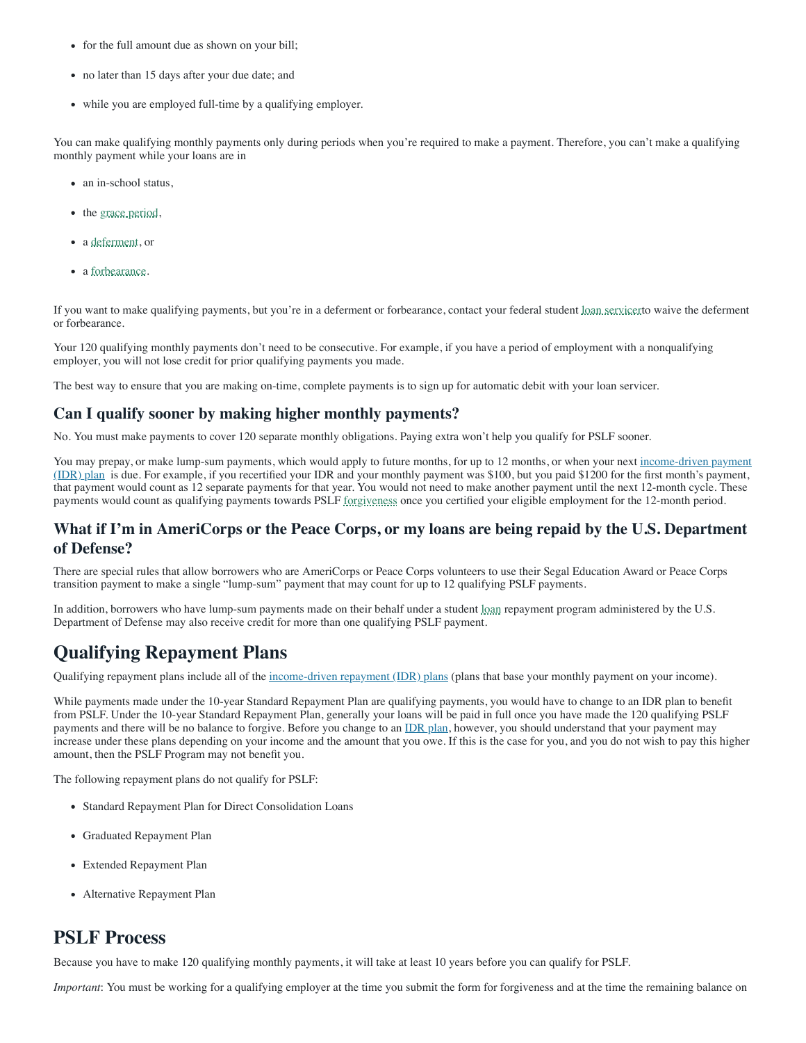- for the full amount due as shown on your bill;
- no later than 15 days after your due date; and
- while you are employed full-time by a qualifying employer.

You can make qualifying monthly payments only during periods when you're required to make a payment. Therefore, you can't make a qualifying monthly payment while your loans are in

- an in-school status,
- the grace period,
- a deferment, or
- a forbearance.

If you want to make qualifying payments, but you're in a deferment or forbearance, contact your federal student loan servicerto waive the deferment or forbearance.

Your 120 qualifying monthly payments don't need to be consecutive. For example, if you have a period of employment with a nonqualifying employer, you will not lose credit for prior qualifying payments you made.

The best way to ensure that you are making on-time, complete payments is to sign up for automatic debit with your loan servicer.

### Can I qualify sooner by making higher monthly payments?

No. You must make payments to cover 120 separate monthly obligations. Paying extra won't help you qualify for PSLF sooner.

You may prepay, or make lump-sum payments, which would apply to future months, for up to 12 months, or when your next income-driven payment (IDR) plan is due. For example, if you recertified your IDR and your monthly payment was $100, but you paid $1200 for the first month's payment, that payment would count as 12 separate payments for that year. You would not need to make another payment until the next 12-month cycle. These payments would count as qualifying payments towards PSLF forgiveness once you certified your eligible employment for the 12-month period.

### What if I'm in AmeriCorps or the Peace Corps, or my loans are being repaid by the U.S. Department of Defense?

There are special rules that allow borrowers who are AmeriCorps or Peace Corps volunteers to use their Segal Education Award or Peace Corps transition payment to make a single "lump-sum" payment that may count for up to 12 qualifying PSLF payments.

In addition, borrowers who have lump-sum payments made on their behalf under a student loan repayment program administered by the U.S. Department of Defense may also receive credit for more than one qualifying PSLF payment.

## Qualifying Repayment Plans

Qualifying repayment plans include all of the income-driven repayment (IDR) plans (plans that base your monthly payment on your income).

While payments made under the 10-year Standard Repayment Plan are qualifying payments, you would have to change to an IDR plan to benefit from PSLF. Under the 10-year Standard Repayment Plan, generally your loans will be paid in full once you have made the 120 qualifying PSLF payments and there will be no balance to forgive. Before you change to an IDR plan, however, you should understand that your payment may increase under these plans depending on your income and the amount that you owe. If this is the case for you, and you do not wish to pay this higher amount, then the PSLF Program may not benefit you.

The following repayment plans do not qualify for PSLF:

- Standard Repayment Plan for Direct Consolidation Loans
- Graduated Repayment Plan
- Extended Repayment Plan
- Alternative Repayment Plan

## PSLF Process

Because you have to make 120 qualifying monthly payments, it will take at least 10 years before you can qualify for PSLF.

*Important*: You must be working for a qualifying employer at the time you submit the form for forgiveness and at the time the remaining balance on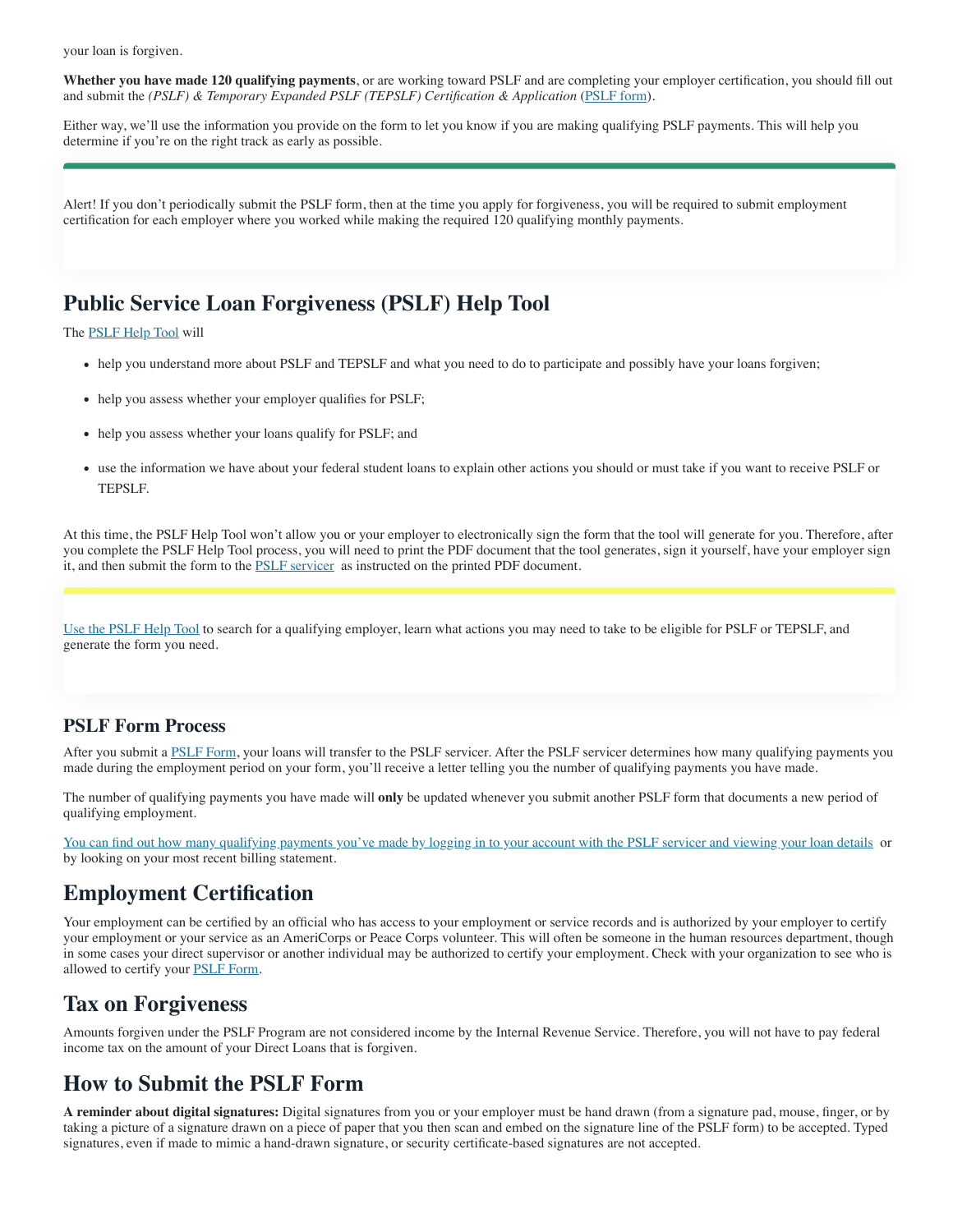your loan is forgiven.

**Whether you have made 120 qualifying payments**, or are working toward PSLF and are completing your employer certification, you should fill out and submit the *(PSLF) & Temporary Expanded PSLF (TEPSLF) Certification & Application* (PSLF form).

Either way, we'll use the information you provide on the form to let you know if you are making qualifying PSLF payments. This will help you determine if you're on the right track as early as possible.

Alert! If you don't periodically submit the PSLF form, then at the time you apply for forgiveness, you will be required to submit employment certification for each employer where you worked while making the required 120 qualifying monthly payments.

## Public Service Loan Forgiveness (PSLF) Help Tool

The PSLF Help Tool will

- help you understand more about PSLF and TEPSLF and what you need to do to participate and possibly have your loans forgiven;
- help you assess whether your employer qualifies for PSLF;
- help you assess whether your loans qualify for PSLF; and
- use the information we have about your federal student loans to explain other actions you should or must take if you want to receive PSLF or TEPSLF.

At this time, the PSLF Help Tool won't allow you or your employer to electronically sign the form that the tool will generate for you. Therefore, after you complete the PSLF Help Tool process, you will need to print the PDF document that the tool generates, sign it yourself, have your employer sign it, and then submit the form to the PSLF servicer as instructed on the printed PDF document.

Use the PSLF Help Tool to search for a qualifying employer, learn what actions you may need to take to be eligible for PSLF or TEPSLF, and generate the form you need.

### PSLF Form Process

After you submit a PSLF Form, your loans will transfer to the PSLF servicer. After the PSLF servicer determines how many qualifying payments you made during the employment period on your form, you'll receive a letter telling you the number of qualifying payments you have made.

The number of qualifying payments you have made will **only** be updated whenever you submit another PSLF form that documents a new period of qualifying employment.

You can find out how many qualifying payments you've made by logging in to your account with the PSLF servicer and viewing your loan details or by looking on your most recent billing statement.

## Employment Certification

Your employment can be certified by an official who has access to your employment or service records and is authorized by your employer to certify your employment or your service as an AmeriCorps or Peace Corps volunteer. This will often be someone in the human resources department, though in some cases your direct supervisor or another individual may be authorized to certify your employment. Check with your organization to see who is allowed to certify your PSLF Form.

## Tax on Forgiveness

Amounts forgiven under the PSLF Program are not considered income by the Internal Revenue Service. Therefore, you will not have to pay federal income tax on the amount of your Direct Loans that is forgiven.

## How to Submit the PSLF Form

**A reminder about digital signatures:** Digital signatures from you or your employer must be hand drawn (from a signature pad, mouse, finger, or by taking a picture of a signature drawn on a piece of paper that you then scan and embed on the signature line of the PSLF form) to be accepted. Typed signatures, even if made to mimic a hand-drawn signature, or security certificate-based signatures are not accepted.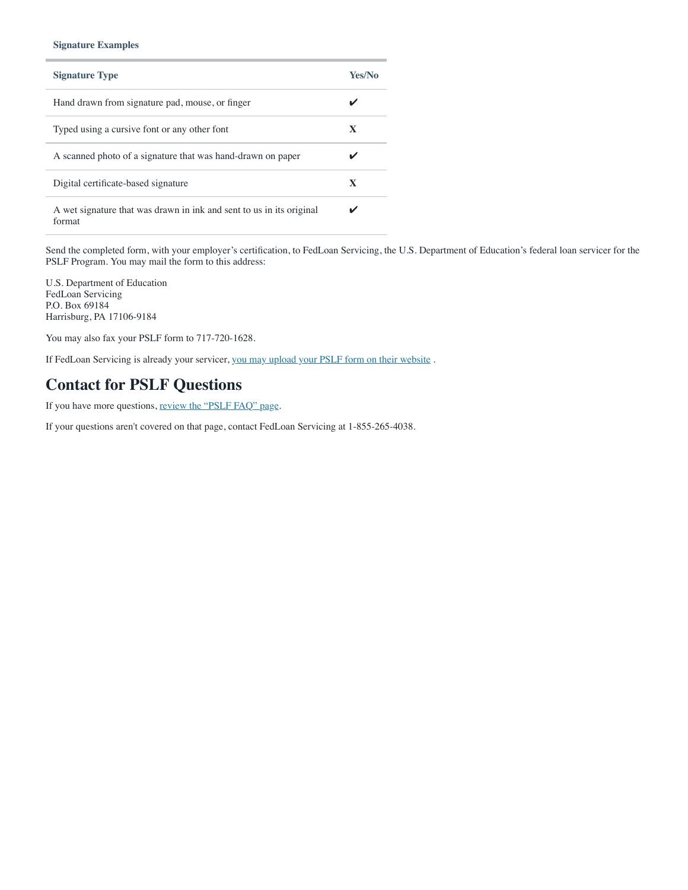**Signature Examples**

| Signature Type | Yes/No |
| --- | --- |
| Hand drawn from signature pad, mouse, or finger | ✔ |
| Typed using a cursive font or any other font | X |
| A scanned photo of a signature that was hand-drawn on paper | ✔ |
| Digital certificate-based signature | X |
| A wet signature that was drawn in ink and sent to us in its original format | ✔ |

Send the completed form, with your employer's certification, to FedLoan Servicing, the U.S. Department of Education's federal loan servicer for the PSLF Program. You may mail the form to this address:

U.S. Department of Education
FedLoan Servicing
P.O. Box 69184
Harrisburg, PA 17106-9184

You may also fax your PSLF form to 717-720-1628.

If FedLoan Servicing is already your servicer, you may upload your PSLF form on their website .

## Contact for PSLF Questions

If you have more questions, review the "PSLF FAQ" page.

If your questions aren't covered on that page, contact FedLoan Servicing at 1-855-265-4038.